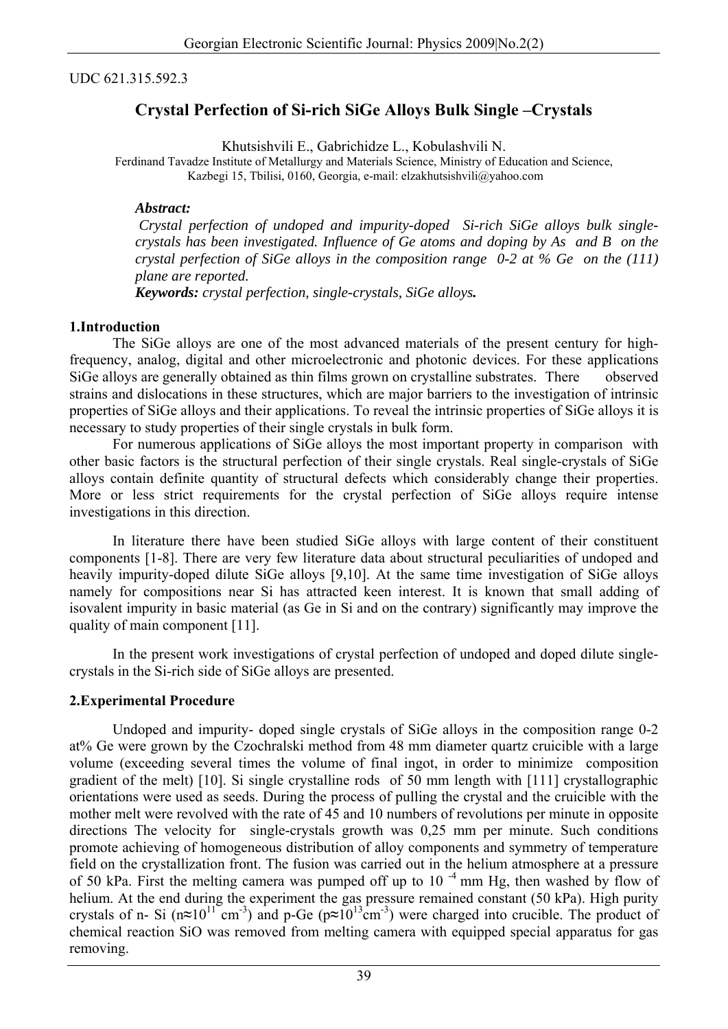UDC 621.315.592.3

# Crystal Perfection of Si-rich SiGe Alloys Bulk Single –Crystals

Khutsishvili E., Gabrichidze L., Kobulashvili N.

Ferdinand Tavadze Institute of Metallurgy and Materials Science, Ministry of Education and Science, Kazbegi 15, Tbilisi, 0160, Georgia, e-mail: elzakhutsishvili@yahoo.com

***Abstract:***

*Crystal perfection of undoped and impurity-doped Si-rich SiGe alloys bulk single-crystals has been investigated. Influence of Ge atoms and doping by As and B on the crystal perfection of SiGe alloys in the composition range 0-2 at % Ge on the (111) plane are reported.*

***Keywords:*** *crystal perfection, single-crystals, SiGe alloys.*

## 1.Introduction

The SiGe alloys are one of the most advanced materials of the present century for high-frequency, analog, digital and other microelectronic and photonic devices. For these applications SiGe alloys are generally obtained as thin films grown on crystalline substrates. There observed strains and dislocations in these structures, which are major barriers to the investigation of intrinsic properties of SiGe alloys and their applications. To reveal the intrinsic properties of SiGe alloys it is necessary to study properties of their single crystals in bulk form.

For numerous applications of SiGe alloys the most important property in comparison with other basic factors is the structural perfection of their single crystals. Real single-crystals of SiGe alloys contain definite quantity of structural defects which considerably change their properties. More or less strict requirements for the crystal perfection of SiGe alloys require intense investigations in this direction.

In literature there have been studied SiGe alloys with large content of their constituent components [1-8]. There are very few literature data about structural peculiarities of undoped and heavily impurity-doped dilute SiGe alloys [9,10]. At the same time investigation of SiGe alloys namely for compositions near Si has attracted keen interest. It is known that small adding of isovalent impurity in basic material (as Ge in Si and on the contrary) significantly may improve the quality of main component [11].

In the present work investigations of crystal perfection of undoped and doped dilute single-crystals in the Si-rich side of SiGe alloys are presented.

## 2.Experimental Procedure

Undoped and impurity- doped single crystals of SiGe alloys in the composition range 0-2 at% Ge were grown by the Czochralski method from 48 mm diameter quartz cruicible with a large volume (exceeding several times the volume of final ingot, in order to minimize composition gradient of the melt) [10]. Si single crystalline rods of 50 mm length with [111] crystallographic orientations were used as seeds. During the process of pulling the crystal and the cruicible with the mother melt were revolved with the rate of 45 and 10 numbers of revolutions per minute in opposite directions The velocity for single-crystals growth was 0,25 mm per minute. Such conditions promote achieving of homogeneous distribution of alloy components and symmetry of temperature field on the crystallization front. The fusion was carried out in the helium atmosphere at a pressure of 50 kPa. First the melting camera was pumped off up to $10^{-4}$ mm Hg, then washed by flow of helium. At the end during the experiment the gas pressure remained constant (50 kPa). High purity crystals of n- Si ($n \approx 10^{11}$ cm$^{-3}$) and p-Ge ($p \approx 10^{13}$cm$^{-3}$) were charged into crucible. The product of chemical reaction SiO was removed from melting camera with equipped special apparatus for gas removing.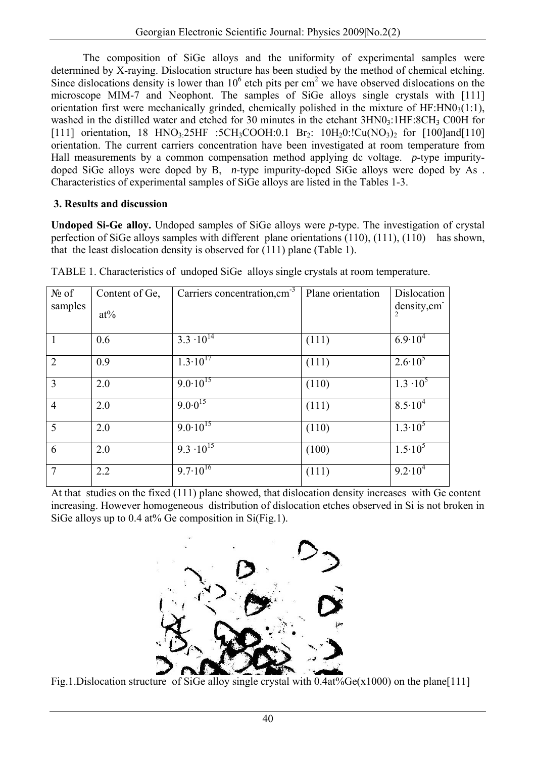The composition of SiGe alloys and the uniformity of experimental samples were determined by X-raying. Dislocation structure has been studied by the method of chemical etching. Since dislocations density is lower than $10^6$ etch pits per $cm^2$ we have observed dislocations on the microscope MIM-7 and Neophont. The samples of SiGe alloys single crystals with [111] orientation first were mechanically grinded, chemically polished in the mixture of $HF:HN0_3(1:1)$, washed in the distilled water and etched for 30 minutes in the etchant $3HN0_3:1HF:8CH_3$ C00H for [111] orientation, 18 $HNO_3:25HF$ $:5CH_3COOH:0.1$ $Br_2$: $10H_20:!Cu(NO_3)_2$ for [100]and[110] orientation. The current carriers concentration have been investigated at room temperature from Hall measurements by a common compensation method applying dc voltage. *p*-type impurity-doped SiGe alloys were doped by B, *n*-type impurity-doped SiGe alloys were doped by As . Characteristics of experimental samples of SiGe alloys are listed in the Tables 1-3.

## 3. Results and discussion

**Undoped Si-Ge alloy.** Undoped samples of SiGe alloys were *p*-type. The investigation of crystal perfection of SiGe alloys samples with different plane orientations (110), (111), (110) has shown, that the least dislocation density is observed for (111) plane (Table 1).

TABLE 1. Characteristics of undoped SiGe alloys single crystals at room temperature.

| № of samples | Content of Ge, at% | Carriers concentration,$cm^{-3}$ | Plane orientation | Dislocation density,$cm^{-2}$ |
|---|---|---|---|---|
| 1 | 0.6 | $3.3 \cdot 10^{14}$ | (111) | $6.9 \cdot 10^4$ |
| 2 | 0.9 | $1.3 \cdot 10^{17}$ | (111) | $2.6 \cdot 10^5$ |
| 3 | 2.0 | $9.0 \cdot 10^{15}$ | (110) | $1.3 \cdot 10^5$ |
| 4 | 2.0 | $9.0 \cdot 0^{15}$ | (111) | $8.5 \cdot 10^4$ |
| 5 | 2.0 | $9.0 \cdot 10^{15}$ | (110) | $1.3 \cdot 10^5$ |
| 6 | 2.0 | $9.3 \cdot 10^{15}$ | (100) | $1.5 \cdot 10^5$ |
| 7 | 2.2 | $9.7 \cdot 10^{16}$ | (111) | $9.2 \cdot 10^4$ |

At that studies on the fixed (111) plane showed, that dislocation density increases with Ge content increasing. However homogeneous distribution of dislocation etches observed in Si is not broken in SiGe alloys up to 0.4 at% Ge composition in Si(Fig.1).

Fig.1.Dislocation structure of SiGe alloy single crystal with 0.4at%Ge(x1000) on the plane[111]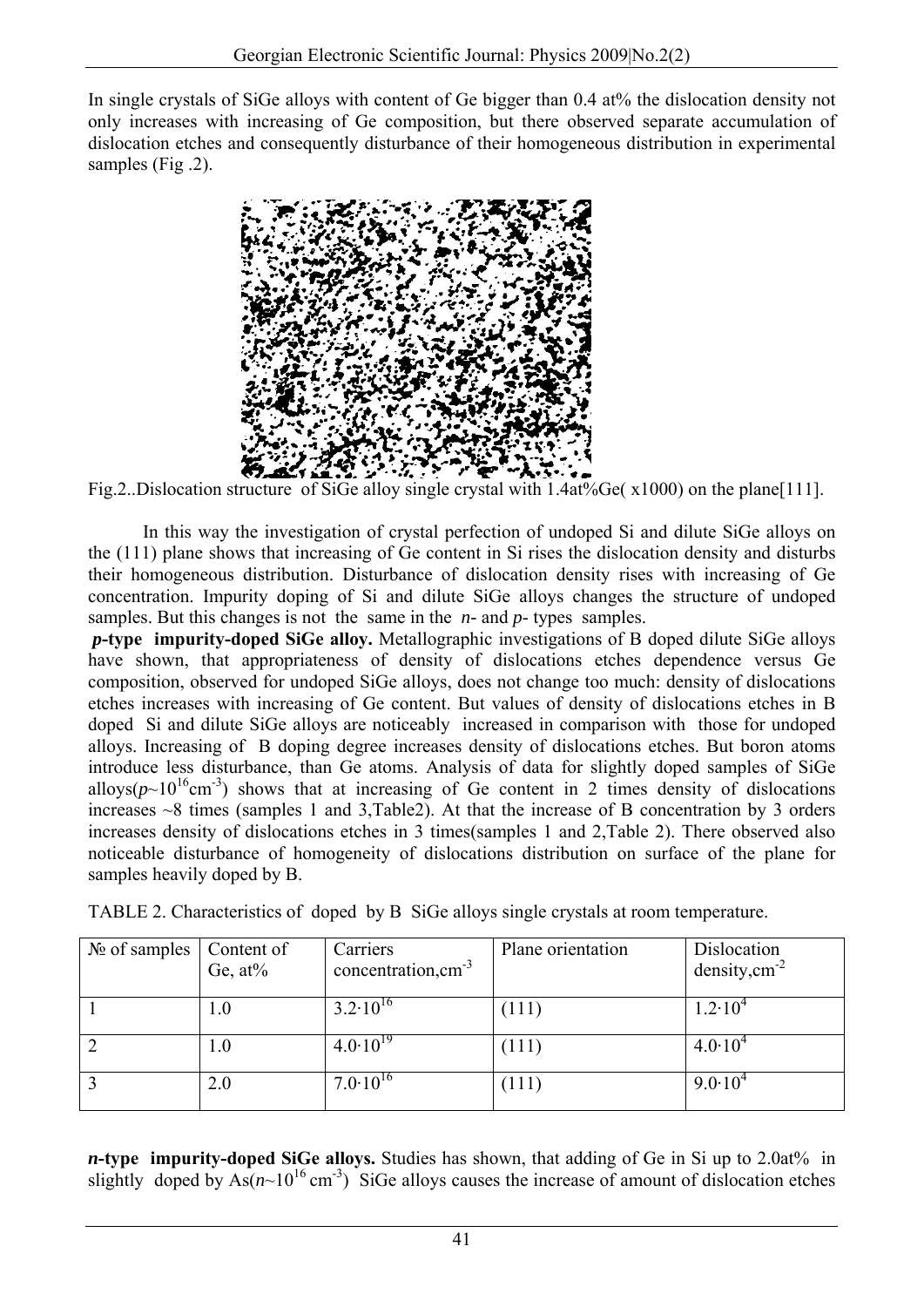In single crystals of SiGe alloys with content of Ge bigger than 0.4 at% the dislocation density not only increases with increasing of Ge composition, but there observed separate accumulation of dislocation etches and consequently disturbance of their homogeneous distribution in experimental samples (Fig .2).

Fig.2..Dislocation structure of SiGe alloy single crystal with 1.4at%Ge( x1000) on the plane[111].

In this way the investigation of crystal perfection of undoped Si and dilute SiGe alloys on the (111) plane shows that increasing of Ge content in Si rises the dislocation density and disturbs their homogeneous distribution. Disturbance of dislocation density rises with increasing of Ge concentration. Impurity doping of Si and dilute SiGe alloys changes the structure of undoped samples. But this changes is not the same in the *n*- and *p*- types samples.

***p*-type impurity-doped SiGe alloy.** Metallographic investigations of B doped dilute SiGe alloys have shown, that appropriateness of density of dislocations etches dependence versus Ge composition, observed for undoped SiGe alloys, does not change too much: density of dislocations etches increases with increasing of Ge content. But values of density of dislocations etches in B doped Si and dilute SiGe alloys are noticeably increased in comparison with those for undoped alloys. Increasing of B doping degree increases density of dislocations etches. But boron atoms introduce less disturbance, than Ge atoms. Analysis of data for slightly doped samples of SiGe alloys($p$~$10^{16}$cm$^{-3}$) shows that at increasing of Ge content in 2 times density of dislocations increases ~8 times (samples 1 and 3,Table2). At that the increase of B concentration by 3 orders increases density of dislocations etches in 3 times(samples 1 and 2,Table 2). There observed also noticeable disturbance of homogeneity of dislocations distribution on surface of the plane for samples heavily doped by B.

TABLE 2. Characteristics of doped by B SiGe alloys single crystals at room temperature.

| № of samples | Content of Ge, at% | Carriers concentration,cm$^{-3}$ | Plane orientation | Dislocation density,cm$^{-2}$ |
|---|---|---|---|---|
| 1 | 1.0 | $3.2\cdot10^{16}$ | (111) | $1.2\cdot10^{4}$ |
| 2 | 1.0 | $4.0\cdot10^{19}$ | (111) | $4.0\cdot10^{4}$ |
| 3 | 2.0 | $7.0\cdot10^{16}$ | (111) | $9.0\cdot10^{4}$ |

***n*-type impurity-doped SiGe alloys.** Studies has shown, that adding of Ge in Si up to 2.0at% in slightly doped by As($n$~$10^{16}$ cm$^{-3}$) SiGe alloys causes the increase of amount of dislocation etches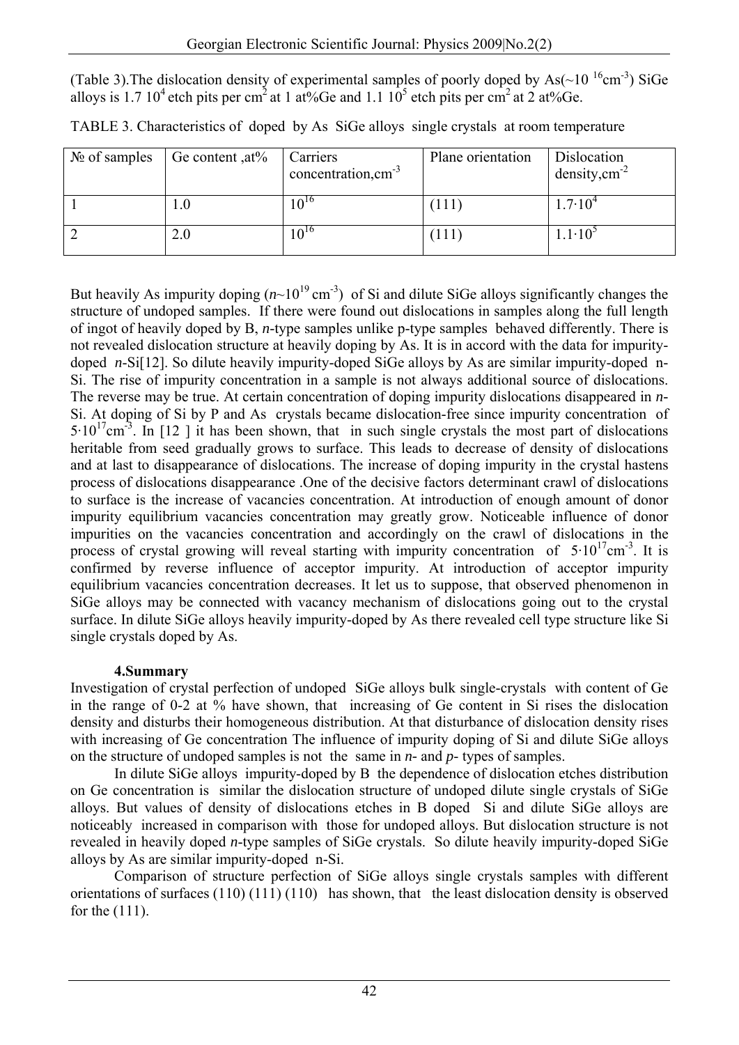(Table 3).The dislocation density of experimental samples of poorly doped by As($\sim 10^{16}$ cm$^{-3}$) SiGe alloys is 1.7 $10^4$ etch pits per cm$^2$ at 1 at%Ge and 1.1 $10^5$ etch pits per cm$^2$ at 2 at%Ge.

TABLE 3. Characteristics of doped by As SiGe alloys single crystals at room temperature

| № of samples | Ge content ,at% | Carriers concentration,cm$^{-3}$ | Plane orientation | Dislocation density,cm$^{-2}$ |
|---|---|---|---|---|
| 1 | 1.0 | $10^{16}$ | (111) | $1.7 \cdot 10^4$ |
| 2 | 2.0 | $10^{16}$ | (111) | $1.1 \cdot 10^5$ |

But heavily As impurity doping ($n \sim 10^{19}$ cm$^{-3}$) of Si and dilute SiGe alloys significantly changes the structure of undoped samples. If there were found out dislocations in samples along the full length of ingot of heavily doped by B, *n*-type samples unlike p-type samples behaved differently. There is not revealed dislocation structure at heavily doping by As. It is in accord with the data for impurity-doped *n*-Si[12]. So dilute heavily impurity-doped SiGe alloys by As are similar impurity-doped n-Si. The rise of impurity concentration in a sample is not always additional source of dislocations. The reverse may be true. At certain concentration of doping impurity dislocations disappeared in *n*-Si. At doping of Si by P and As crystals became dislocation-free since impurity concentration of $5 \cdot 10^{17}$cm$^{-3}$. In [12 ] it has been shown, that in such single crystals the most part of dislocations heritable from seed gradually grows to surface. This leads to decrease of density of dislocations and at last to disappearance of dislocations. The increase of doping impurity in the crystal hastens process of dislocations disappearance .One of the decisive factors determinant crawl of dislocations to surface is the increase of vacancies concentration. At introduction of enough amount of donor impurity equilibrium vacancies concentration may greatly grow. Noticeable influence of donor impurities on the vacancies concentration and accordingly on the crawl of dislocations in the process of crystal growing will reveal starting with impurity concentration of $5 \cdot 10^{17}$cm$^{-3}$. It is confirmed by reverse influence of acceptor impurity. At introduction of acceptor impurity equilibrium vacancies concentration decreases. It let us to suppose, that observed phenomenon in SiGe alloys may be connected with vacancy mechanism of dislocations going out to the crystal surface. In dilute SiGe alloys heavily impurity-doped by As there revealed cell type structure like Si single crystals doped by As.

## 4.Summary

Investigation of crystal perfection of undoped SiGe alloys bulk single-crystals with content of Ge in the range of 0-2 at % have shown, that increasing of Ge content in Si rises the dislocation density and disturbs their homogeneous distribution. At that disturbance of dislocation density rises with increasing of Ge concentration The influence of impurity doping of Si and dilute SiGe alloys on the structure of undoped samples is not the same in *n*- and *p*- types of samples.

In dilute SiGe alloys impurity-doped by B the dependence of dislocation etches distribution on Ge concentration is similar the dislocation structure of undoped dilute single crystals of SiGe alloys. But values of density of dislocations etches in B doped Si and dilute SiGe alloys are noticeably increased in comparison with those for undoped alloys. But dislocation structure is not revealed in heavily doped *n*-type samples of SiGe crystals. So dilute heavily impurity-doped SiGe alloys by As are similar impurity-doped n-Si.

Comparison of structure perfection of SiGe alloys single crystals samples with different orientations of surfaces (110) (111) (110) has shown, that the least dislocation density is observed for the (111).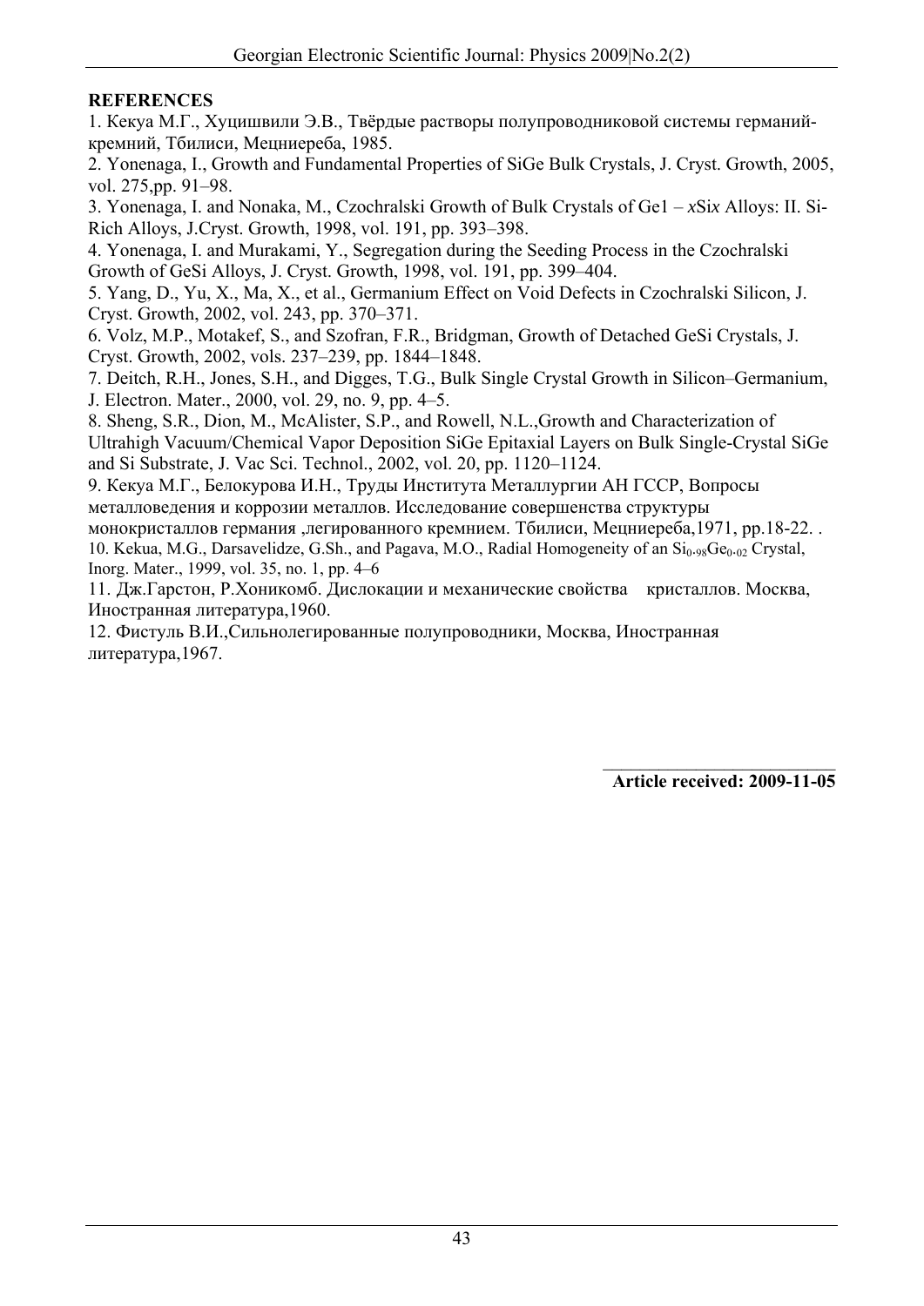**REFERENCES**

1. Кекуа М.Г., Хуцишвили Э.В., Твёрдые растворы полупроводниковой системы германий-кремний, Тбилиси, Мецниереба, 1985.
2. Yonenaga, I., Growth and Fundamental Properties of SiGe Bulk Crystals, J. Cryst. Growth, 2005, vol. 275,pp. 91–98.
3. Yonenaga, I. and Nonaka, M., Czochralski Growth of Bulk Crystals of Ge1 – *x*Si*x* Alloys: II. Si-Rich Alloys, J.Cryst. Growth, 1998, vol. 191, pp. 393–398.
4. Yonenaga, I. and Murakami, Y., Segregation during the Seeding Process in the Czochralski Growth of GeSi Alloys, J. Cryst. Growth, 1998, vol. 191, pp. 399–404.
5. Yang, D., Yu, X., Ma, X., et al., Germanium Effect on Void Defects in Czochralski Silicon, J. Cryst. Growth, 2002, vol. 243, pp. 370–371.
6. Volz, M.P., Motakef, S., and Szofran, F.R., Bridgman, Growth of Detached GeSi Crystals, J. Cryst. Growth, 2002, vols. 237–239, pp. 1844–1848.
7. Deitch, R.H., Jones, S.H., and Digges, T.G., Bulk Single Crystal Growth in Silicon–Germanium, J. Electron. Mater., 2000, vol. 29, no. 9, pp. 4–5.
8. Sheng, S.R., Dion, M., McAlister, S.P., and Rowell, N.L.,Growth and Characterization of Ultrahigh Vacuum/Chemical Vapor Deposition SiGe Epitaxial Layers on Bulk Single-Crystal SiGe and Si Substrate, J. Vac Sci. Technol., 2002, vol. 20, pp. 1120–1124.
9. Кекуа М.Г., Белокурова И.Н., Труды Института Металлургии АН ГССР, Вопросы металловедения и коррозии металлов. Исследование совершенства структуры монокристаллов германия ,легированного кремнием. Тбилиси, Мецниереба,1971, pp.18-22. .
10. Kekua, M.G., Darsavelidze, G.Sh., and Pagava, M.O., Radial Homogeneity of an $Si_{0.98}Ge_{0.02}$ Crystal, Inorg. Mater., 1999, vol. 35, no. 1, pp. 4–6
11. Дж.Гарстон, Р.Хоникомб. Дислокации и механические свойства кристаллов. Москва, Иностранная литература,1960.
12. Фистуль В.И.,Сильнолегированные полупроводники, Москва, Иностранная литература,1967.

**Article received: 2009-11-05**